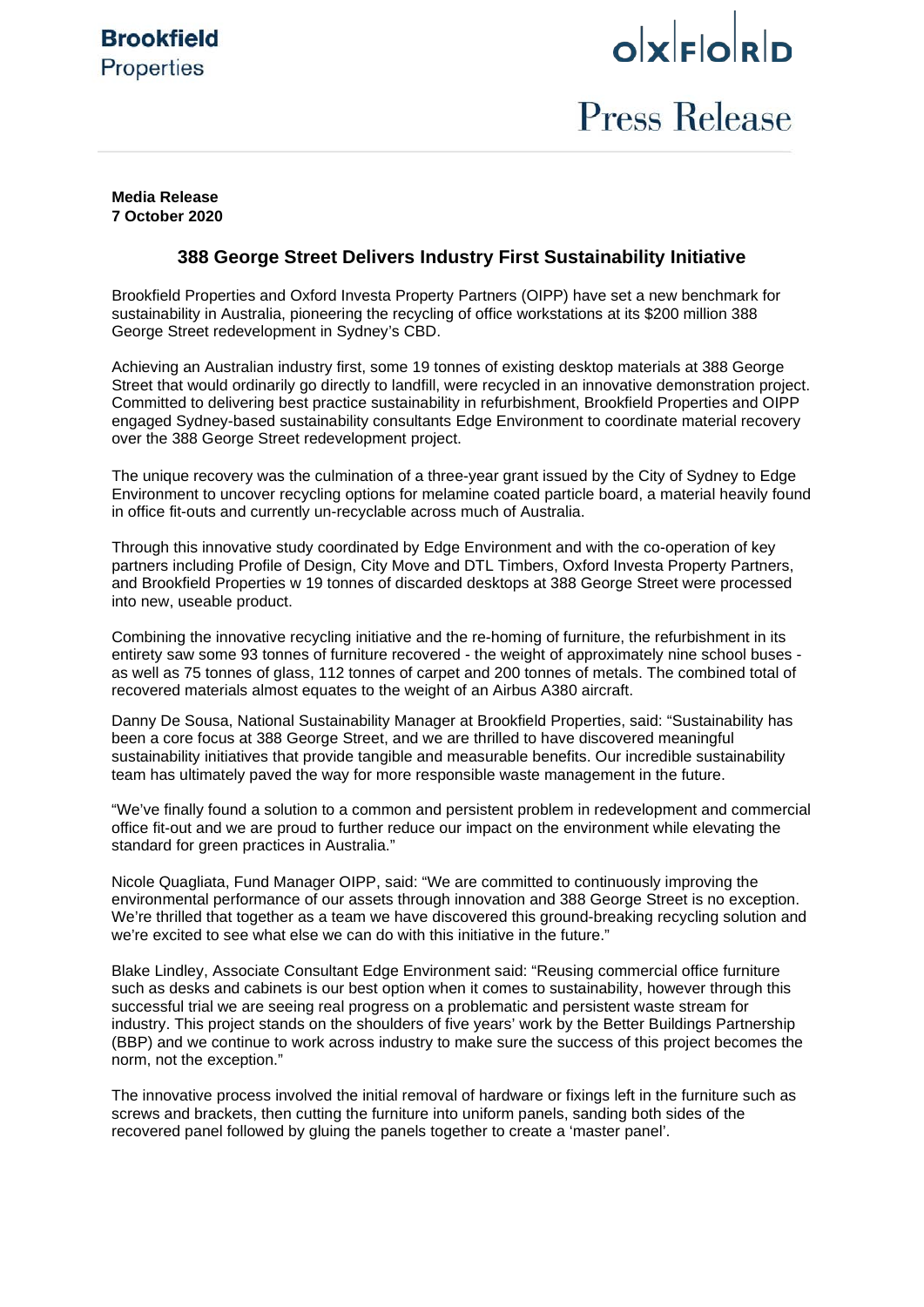**Brookfield**
Properties

oxford

Press Release

**Media Release**
**7 October 2020**

## 388 George Street Delivers Industry First Sustainability Initiative

Brookfield Properties and Oxford Investa Property Partners (OIPP) have set a new benchmark for sustainability in Australia, pioneering the recycling of office workstations at its $200 million 388 George Street redevelopment in Sydney's CBD.

Achieving an Australian industry first, some 19 tonnes of existing desktop materials at 388 George Street that would ordinarily go directly to landfill, were recycled in an innovative demonstration project. Committed to delivering best practice sustainability in refurbishment, Brookfield Properties and OIPP engaged Sydney-based sustainability consultants Edge Environment to coordinate material recovery over the 388 George Street redevelopment project.

The unique recovery was the culmination of a three-year grant issued by the City of Sydney to Edge Environment to uncover recycling options for melamine coated particle board, a material heavily found in office fit-outs and currently un-recyclable across much of Australia.

Through this innovative study coordinated by Edge Environment and with the co-operation of key partners including Profile of Design, City Move and DTL Timbers, Oxford Investa Property Partners, and Brookfield Properties w 19 tonnes of discarded desktops at 388 George Street were processed into new, useable product.

Combining the innovative recycling initiative and the re-homing of furniture, the refurbishment in its entirety saw some 93 tonnes of furniture recovered - the weight of approximately nine school buses - as well as 75 tonnes of glass, 112 tonnes of carpet and 200 tonnes of metals. The combined total of recovered materials almost equates to the weight of an Airbus A380 aircraft.

Danny De Sousa, National Sustainability Manager at Brookfield Properties, said: "Sustainability has been a core focus at 388 George Street, and we are thrilled to have discovered meaningful sustainability initiatives that provide tangible and measurable benefits. Our incredible sustainability team has ultimately paved the way for more responsible waste management in the future.

"We've finally found a solution to a common and persistent problem in redevelopment and commercial office fit-out and we are proud to further reduce our impact on the environment while elevating the standard for green practices in Australia."

Nicole Quagliata, Fund Manager OIPP, said: "We are committed to continuously improving the environmental performance of our assets through innovation and 388 George Street is no exception. We're thrilled that together as a team we have discovered this ground-breaking recycling solution and we're excited to see what else we can do with this initiative in the future."

Blake Lindley, Associate Consultant Edge Environment said: "Reusing commercial office furniture such as desks and cabinets is our best option when it comes to sustainability, however through this successful trial we are seeing real progress on a problematic and persistent waste stream for industry. This project stands on the shoulders of five years' work by the Better Buildings Partnership (BBP) and we continue to work across industry to make sure the success of this project becomes the norm, not the exception."

The innovative process involved the initial removal of hardware or fixings left in the furniture such as screws and brackets, then cutting the furniture into uniform panels, sanding both sides of the recovered panel followed by gluing the panels together to create a 'master panel'.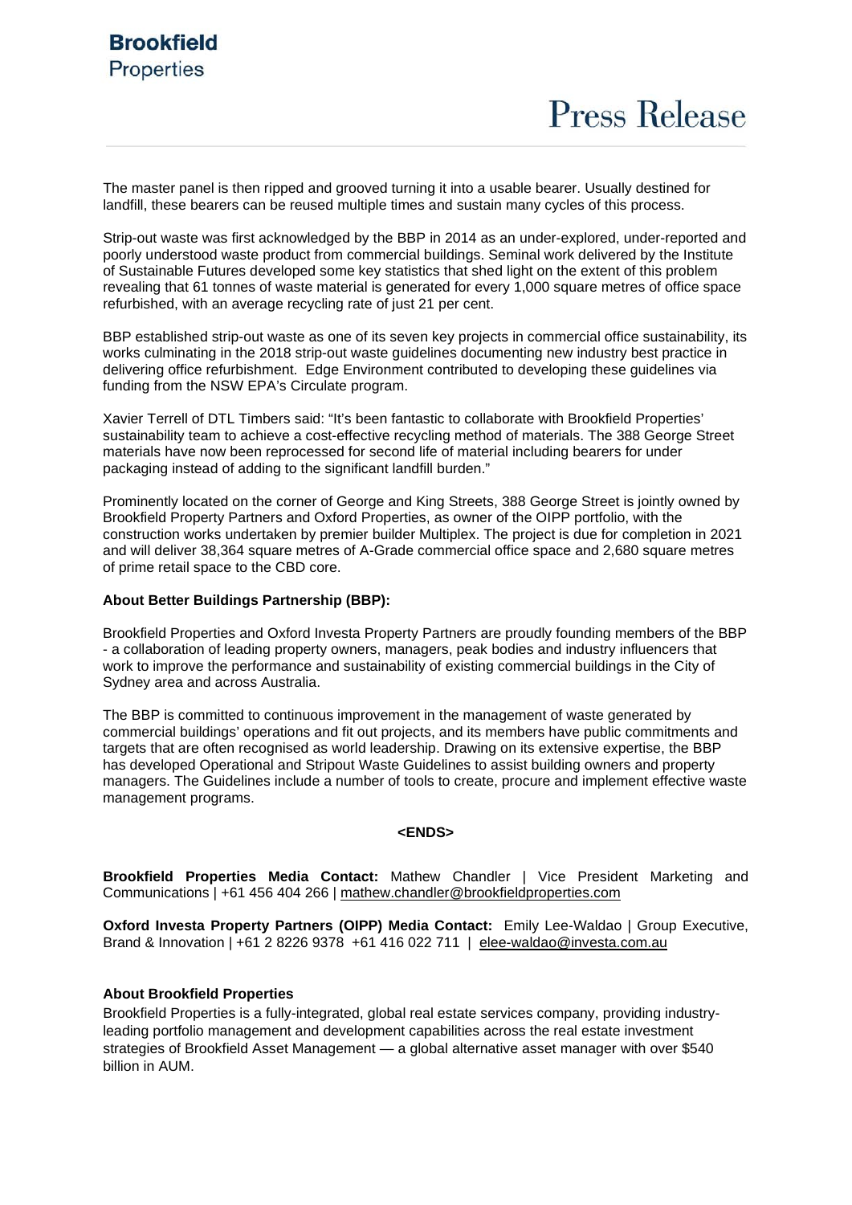The master panel is then ripped and grooved turning it into a usable bearer. Usually destined for landfill, these bearers can be reused multiple times and sustain many cycles of this process.

Strip-out waste was first acknowledged by the BBP in 2014 as an under-explored, under-reported and poorly understood waste product from commercial buildings. Seminal work delivered by the Institute of Sustainable Futures developed some key statistics that shed light on the extent of this problem revealing that 61 tonnes of waste material is generated for every 1,000 square metres of office space refurbished, with an average recycling rate of just 21 per cent.

BBP established strip-out waste as one of its seven key projects in commercial office sustainability, its works culminating in the 2018 strip-out waste guidelines documenting new industry best practice in delivering office refurbishment. Edge Environment contributed to developing these guidelines via funding from the NSW EPA's Circulate program.

Xavier Terrell of DTL Timbers said: "It's been fantastic to collaborate with Brookfield Properties' sustainability team to achieve a cost-effective recycling method of materials. The 388 George Street materials have now been reprocessed for second life of material including bearers for under packaging instead of adding to the significant landfill burden."

Prominently located on the corner of George and King Streets, 388 George Street is jointly owned by Brookfield Property Partners and Oxford Properties, as owner of the OIPP portfolio, with the construction works undertaken by premier builder Multiplex. The project is due for completion in 2021 and will deliver 38,364 square metres of A-Grade commercial office space and 2,680 square metres of prime retail space to the CBD core.

**About Better Buildings Partnership (BBP):**

Brookfield Properties and Oxford Investa Property Partners are proudly founding members of the BBP - a collaboration of leading property owners, managers, peak bodies and industry influencers that work to improve the performance and sustainability of existing commercial buildings in the City of Sydney area and across Australia.

The BBP is committed to continuous improvement in the management of waste generated by commercial buildings' operations and fit out projects, and its members have public commitments and targets that are often recognised as world leadership. Drawing on its extensive expertise, the BBP has developed Operational and Stripout Waste Guidelines to assist building owners and property managers. The Guidelines include a number of tools to create, procure and implement effective waste management programs.

**<ENDS>**

**Brookfield Properties Media Contact:** Mathew Chandler | Vice President Marketing and Communications | +61 456 404 266 | mathew.chandler@brookfieldproperties.com

**Oxford Investa Property Partners (OIPP) Media Contact:** Emily Lee-Waldao | Group Executive, Brand & Innovation | +61 2 8226 9378 +61 416 022 711 | elee-waldao@investa.com.au

**About Brookfield Properties**

Brookfield Properties is a fully-integrated, global real estate services company, providing industry-leading portfolio management and development capabilities across the real estate investment strategies of Brookfield Asset Management — a global alternative asset manager with over $540 billion in AUM.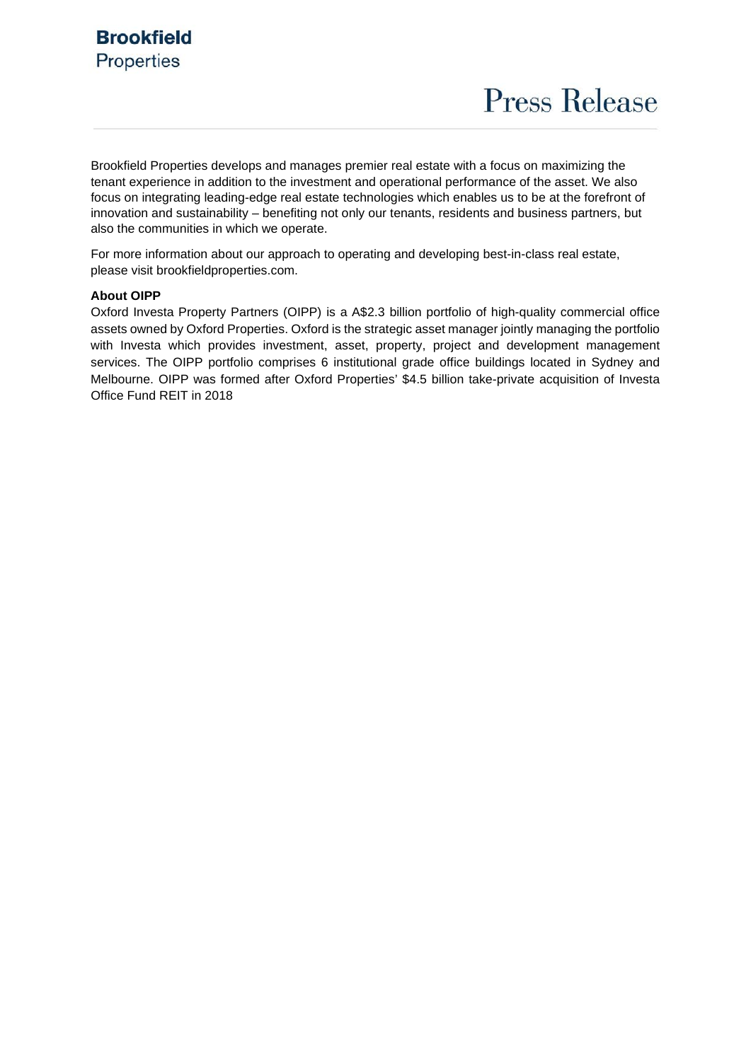Brookfield Properties develops and manages premier real estate with a focus on maximizing the tenant experience in addition to the investment and operational performance of the asset. We also focus on integrating leading-edge real estate technologies which enables us to be at the forefront of innovation and sustainability – benefiting not only our tenants, residents and business partners, but also the communities in which we operate.

For more information about our approach to operating and developing best-in-class real estate, please visit brookfieldproperties.com.

**About OIPP**

Oxford Investa Property Partners (OIPP) is a A$2.3 billion portfolio of high-quality commercial office assets owned by Oxford Properties. Oxford is the strategic asset manager jointly managing the portfolio with Investa which provides investment, asset, property, project and development management services. The OIPP portfolio comprises 6 institutional grade office buildings located in Sydney and Melbourne. OIPP was formed after Oxford Properties' $4.5 billion take-private acquisition of Investa Office Fund REIT in 2018